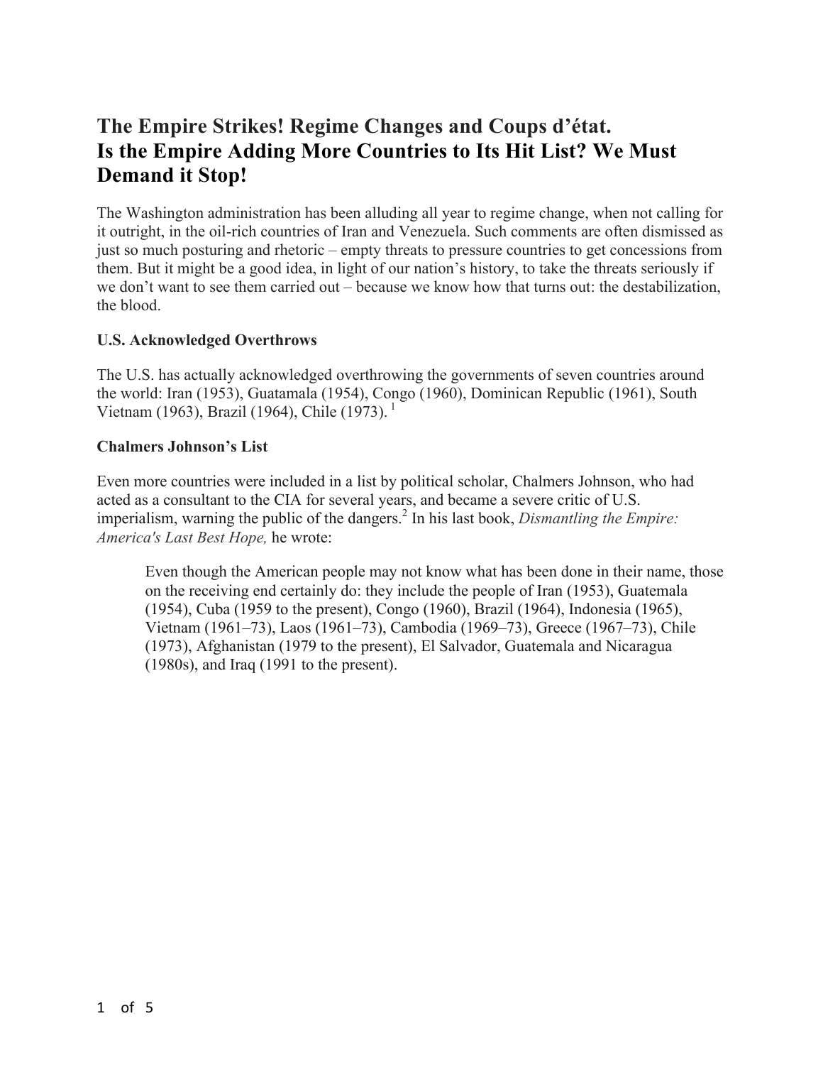# The Empire Strikes! Regime Changes and Coups d'état.
# Is the Empire Adding More Countries to Its Hit List? We Must Demand it Stop!

The Washington administration has been alluding all year to regime change, when not calling for it outright, in the oil-rich countries of Iran and Venezuela. Such comments are often dismissed as just so much posturing and rhetoric – empty threats to pressure countries to get concessions from them. But it might be a good idea, in light of our nation's history, to take the threats seriously if we don't want to see them carried out – because we know how that turns out: the destabilization, the blood.

**U.S. Acknowledged Overthrows**

The U.S. has actually acknowledged overthrowing the governments of seven countries around the world: Iran (1953), Guatamala (1954), Congo (1960), Dominican Republic (1961), South Vietnam (1963), Brazil (1964), Chile (1973). [1]

**Chalmers Johnson's List**

Even more countries were included in a list by political scholar, Chalmers Johnson, who had acted as a consultant to the CIA for several years, and became a severe critic of U.S. imperialism, warning the public of the dangers.[2] In his last book, *Dismantling the Empire: America's Last Best Hope,* he wrote:

> Even though the American people may not know what has been done in their name, those on the receiving end certainly do: they include the people of Iran (1953), Guatemala (1954), Cuba (1959 to the present), Congo (1960), Brazil (1964), Indonesia (1965), Vietnam (1961–73), Laos (1961–73), Cambodia (1969–73), Greece (1967–73), Chile (1973), Afghanistan (1979 to the present), El Salvador, Guatemala and Nicaragua (1980s), and Iraq (1991 to the present).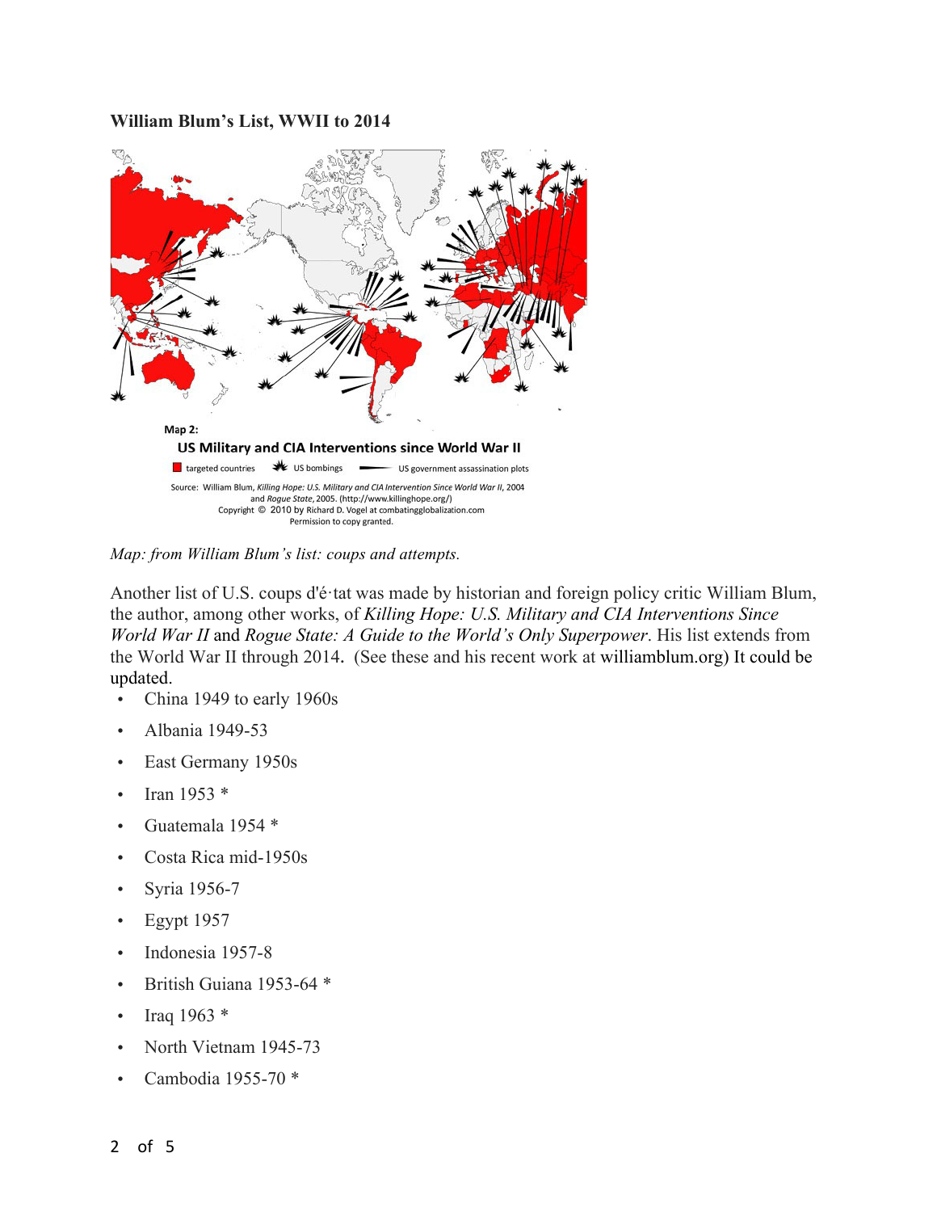**William Blum's List, WWII to 2014**

Map 2:

US Military and CIA Interventions since World War II

targeted countries — US bombings — US government assassination plots

Source: William Blum, *Killing Hope: U.S. Military and CIA Intervention Since World War II*, 2004 and *Rogue State*, 2005. (http://www.killinghope.org/)
Copyright © 2010 by Richard D. Vogel at combatingglobalization.com
Permission to copy granted.

*Map: from William Blum's list: coups and attempts.*

Another list of U.S. coups d'é·tat was made by historian and foreign policy critic William Blum, the author, among other works, of *Killing Hope: U.S. Military and CIA Interventions Since World War II* and *Rogue State: A Guide to the World's Only Superpower*. His list extends from the World War II through 2014. (See these and his recent work at williamblum.org) It could be updated.

- China 1949 to early 1960s
- Albania 1949-53
- East Germany 1950s
- Iran 1953 *
- Guatemala 1954 *
- Costa Rica mid-1950s
- Syria 1956-7
- Egypt 1957
- Indonesia 1957-8
- British Guiana 1953-64 *
- Iraq 1963 *
- North Vietnam 1945-73
- Cambodia 1955-70 *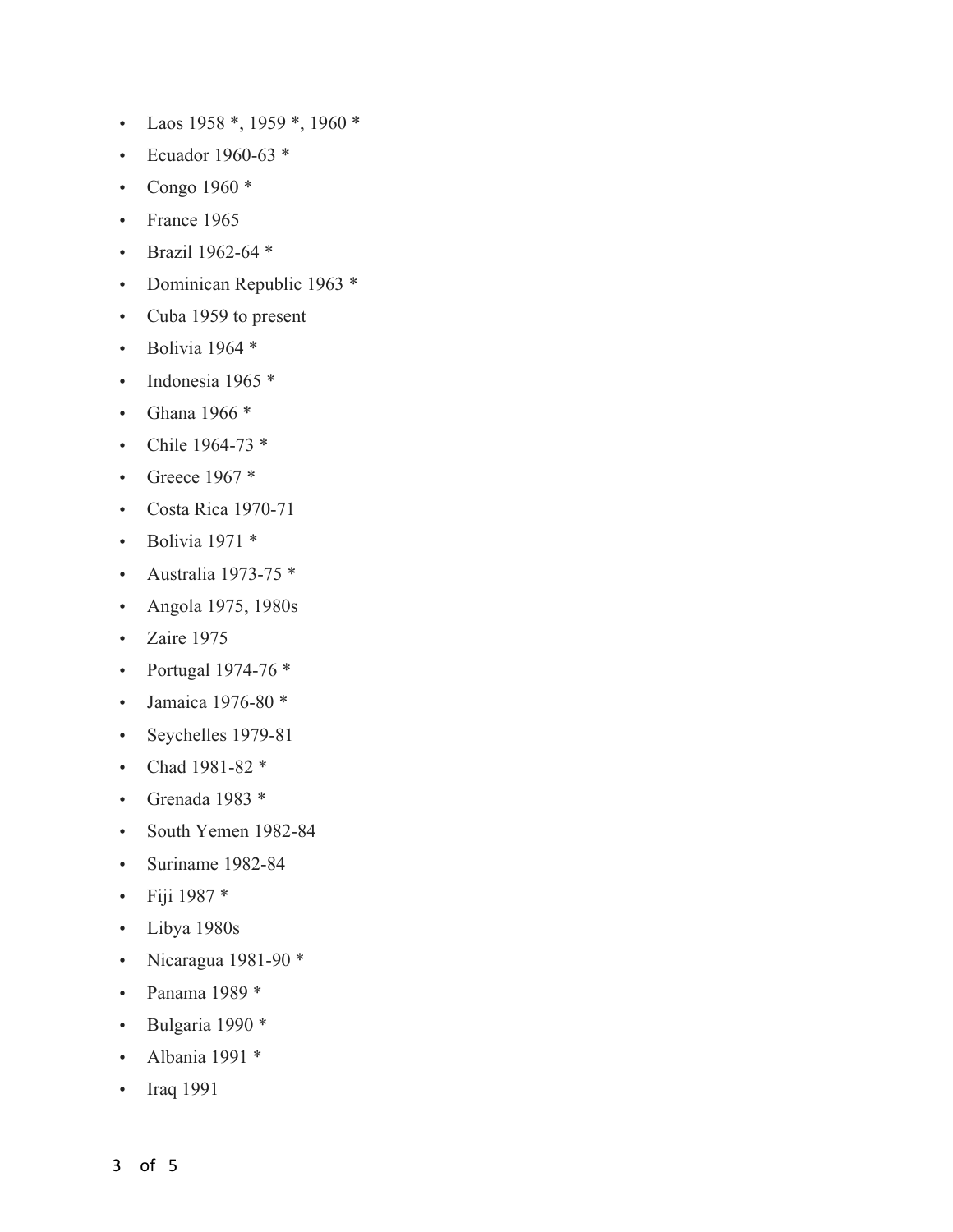- Laos 1958 *, 1959 *, 1960 *
- Ecuador 1960-63 *
- Congo 1960 *
- France 1965
- Brazil 1962-64 *
- Dominican Republic 1963 *
- Cuba 1959 to present
- Bolivia 1964 *
- Indonesia 1965 *
- Ghana 1966 *
- Chile 1964-73 *
- Greece 1967 *
- Costa Rica 1970-71
- Bolivia 1971 *
- Australia 1973-75 *
- Angola 1975, 1980s
- Zaire 1975
- Portugal 1974-76 *
- Jamaica 1976-80 *
- Seychelles 1979-81
- Chad 1981-82 *
- Grenada 1983 *
- South Yemen 1982-84
- Suriname 1982-84
- Fiji 1987 *
- Libya 1980s
- Nicaragua 1981-90 *
- Panama 1989 *
- Bulgaria 1990 *
- Albania 1991 *
- Iraq 1991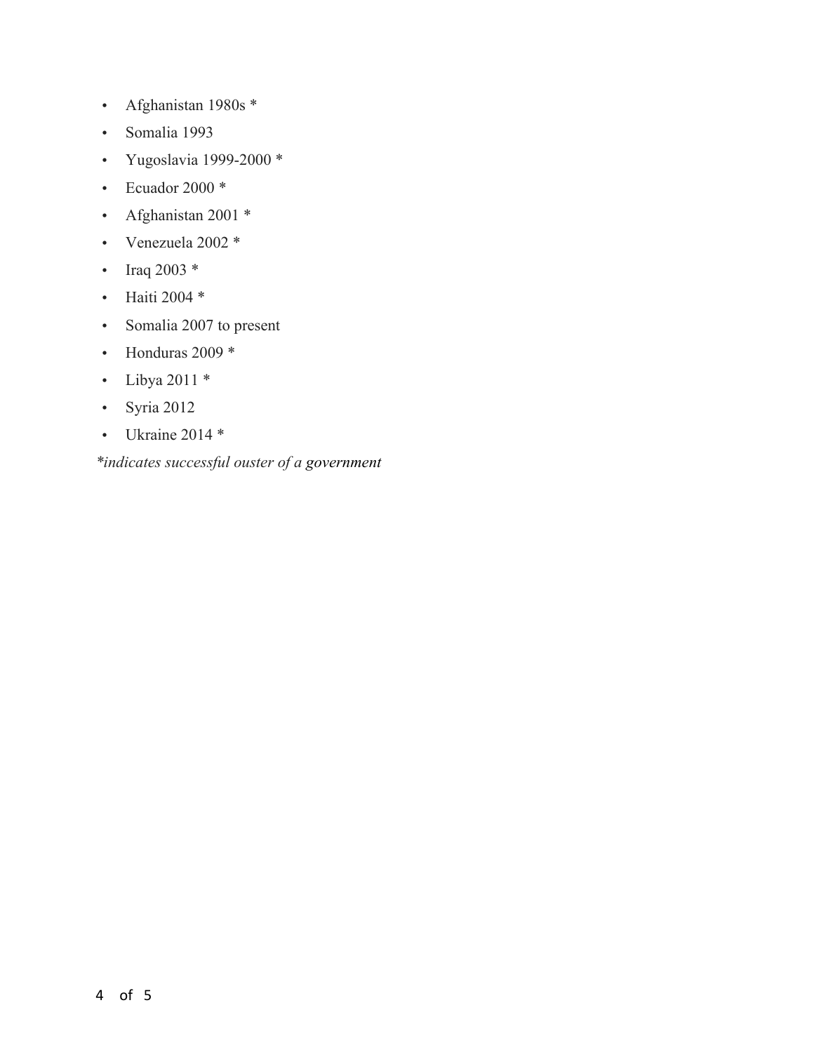- Afghanistan 1980s *
- Somalia 1993
- Yugoslavia 1999-2000 *
- Ecuador 2000 *
- Afghanistan 2001 *
- Venezuela 2002 *
- Iraq 2003 *
- Haiti 2004 *
- Somalia 2007 to present
- Honduras 2009 *
- Libya 2011 *
- Syria 2012
- Ukraine 2014 *

*\*indicates successful ouster of a government*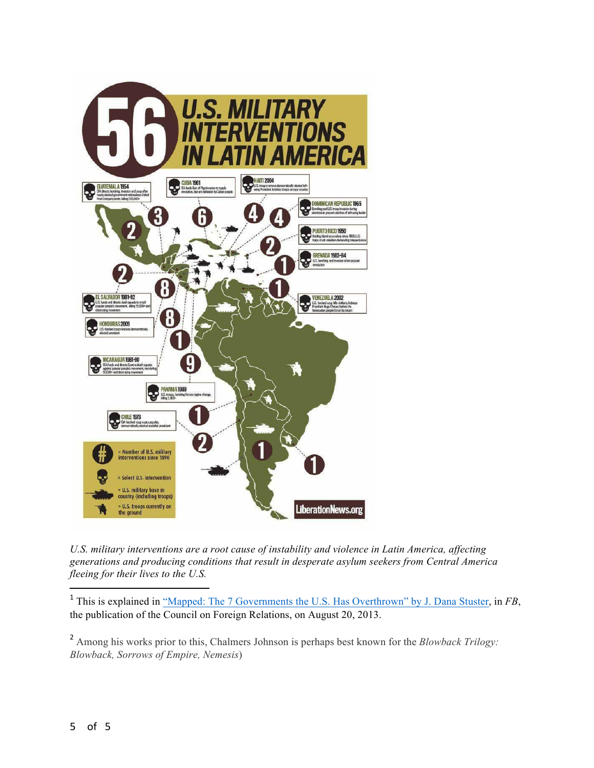56 U.S. MILITARY INTERVENTIONS IN LATIN AMERICA

GUATEMALA 1954
CIA directs bombing, invasion and coup after newly elected government nationalizes United Fruit Company lands, killing 200,000+

CUBA 1961
CIA funds Bay of Pigs invasion to topple revolution, but are defeated by Cuban people

HAITI 2004
U.S. troops remove democratically elected left-wing President Aristide; troops occupy country

DOMINICAN REPUBLIC 1965
Bombing and U.S. troop invasion during elections to prevent election of left-wing leader

PUERTO RICO 1950
Holding island as a colony since 1898, U.S. helps crush rebellion demanding independence

GRENADA 1983-84
U.S. bombing and invasion after popular revolution

VENEZUELA 2002
U.S.-backed coup kills civilians, kidnaps President Hugo Chavez before the Venezuelan people force his return

EL SALVADOR 1981-92
U.S. funds and directs death squads to crush popular people's movement, killing 75,000+ and destroying movement

HONDURAS 2009
U.S.-backed coup removes democratically elected president

NICARAGUA 1981-90
CIA funds and directs Contra death squads against popular people's movement, murdering 50,000+ and destroying movement

PANAMA 1989
U.S. troops, bombing forces regime change, killing 2,000+

CHILE 1973
CIA-backed coup ousts popular, democratically elected socialist president

2 3 6 4 4 2 1 1 2 8 8 1 9 1 2 1 1

# = Number of U.S. military interventions since 1890

= Select U.S. intervention

= U.S. military base in country (including troops)

= U.S. troops currently on the ground

LiberationNews.org

*U.S. military interventions are a root cause of instability and violence in Latin America, affecting generations and producing conditions that result in desperate asylum seekers from Central America fleeing for their lives to the U.S.*

---

[1] This is explained in "Mapped: The 7 Governments the U.S. Has Overthrown" by J. Dana Stuster, in *FB*, the publication of the Council on Foreign Relations, on August 20, 2013.

[2] Among his works prior to this, Chalmers Johnson is perhaps best known for the *Blowback Trilogy: Blowback, Sorrows of Empire, Nemesis*)